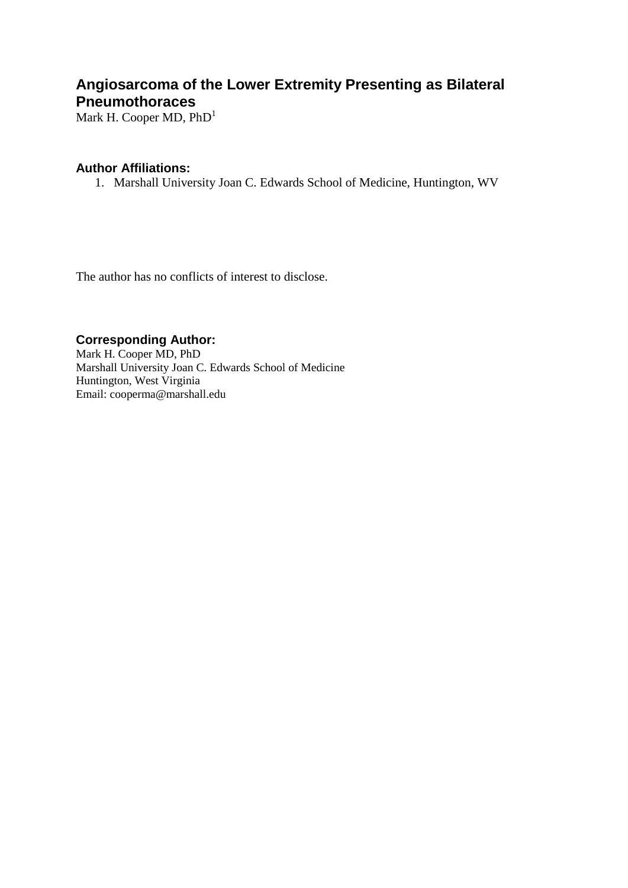# Angiosarcoma of the Lower Extremity Presenting as Bilateral Pneumothoraces

Mark H. Cooper MD, PhD[1]

### Author Affiliations:

1. Marshall University Joan C. Edwards School of Medicine, Huntington, WV

The author has no conflicts of interest to disclose.

### Corresponding Author:

Mark H. Cooper MD, PhD
Marshall University Joan C. Edwards School of Medicine
Huntington, West Virginia
Email: cooperma@marshall.edu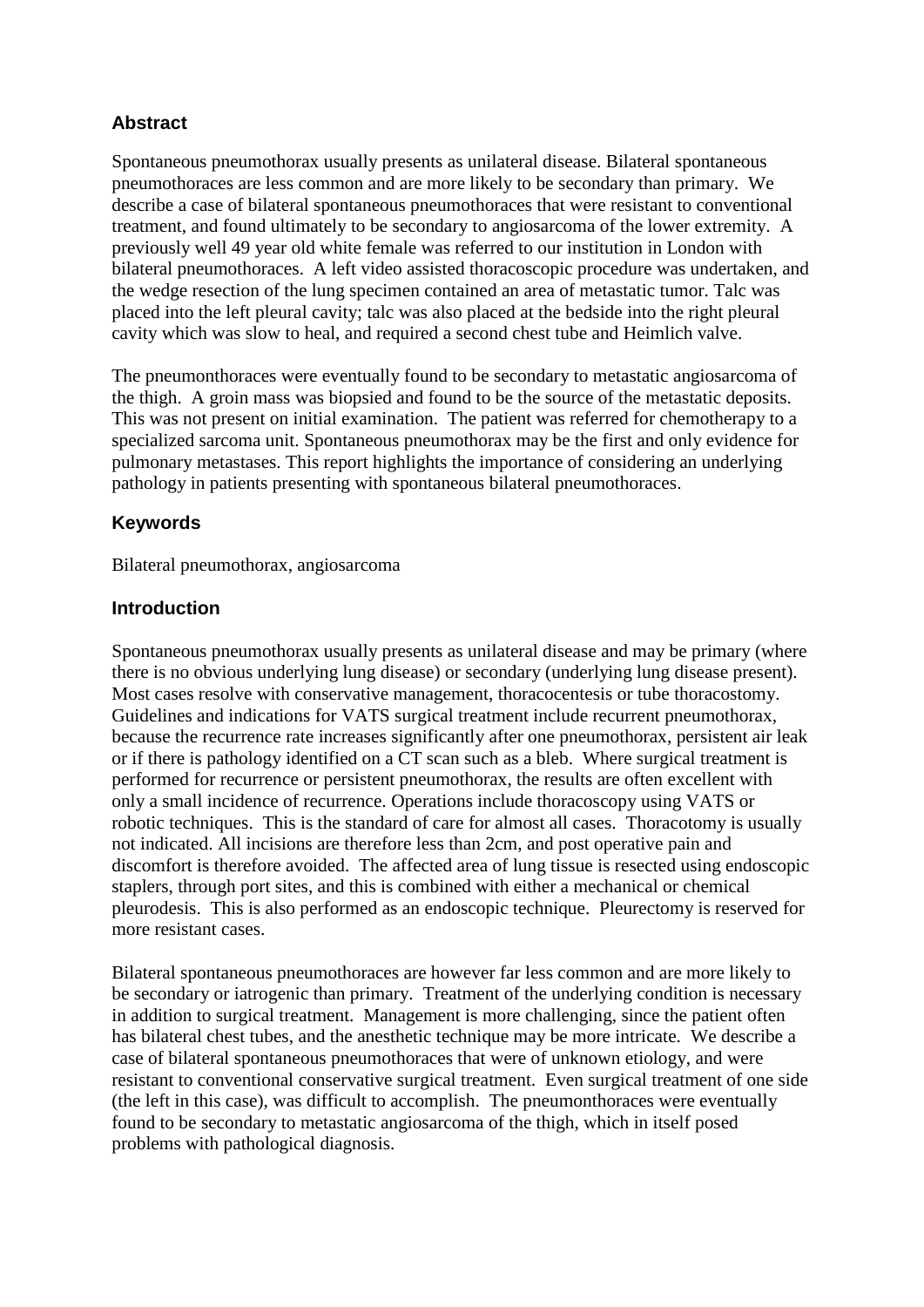## Abstract

Spontaneous pneumothorax usually presents as unilateral disease. Bilateral spontaneous pneumothoraces are less common and are more likely to be secondary than primary. We describe a case of bilateral spontaneous pneumothoraces that were resistant to conventional treatment, and found ultimately to be secondary to angiosarcoma of the lower extremity. A previously well 49 year old white female was referred to our institution in London with bilateral pneumothoraces. A left video assisted thoracoscopic procedure was undertaken, and the wedge resection of the lung specimen contained an area of metastatic tumor. Talc was placed into the left pleural cavity; talc was also placed at the bedside into the right pleural cavity which was slow to heal, and required a second chest tube and Heimlich valve.

The pneumonthoraces were eventually found to be secondary to metastatic angiosarcoma of the thigh. A groin mass was biopsied and found to be the source of the metastatic deposits. This was not present on initial examination. The patient was referred for chemotherapy to a specialized sarcoma unit. Spontaneous pneumothorax may be the first and only evidence for pulmonary metastases. This report highlights the importance of considering an underlying pathology in patients presenting with spontaneous bilateral pneumothoraces.

## Keywords

Bilateral pneumothorax, angiosarcoma

## Introduction

Spontaneous pneumothorax usually presents as unilateral disease and may be primary (where there is no obvious underlying lung disease) or secondary (underlying lung disease present). Most cases resolve with conservative management, thoracocentesis or tube thoracostomy. Guidelines and indications for VATS surgical treatment include recurrent pneumothorax, because the recurrence rate increases significantly after one pneumothorax, persistent air leak or if there is pathology identified on a CT scan such as a bleb. Where surgical treatment is performed for recurrence or persistent pneumothorax, the results are often excellent with only a small incidence of recurrence. Operations include thoracoscopy using VATS or robotic techniques. This is the standard of care for almost all cases. Thoracotomy is usually not indicated. All incisions are therefore less than 2cm, and post operative pain and discomfort is therefore avoided. The affected area of lung tissue is resected using endoscopic staplers, through port sites, and this is combined with either a mechanical or chemical pleurodesis. This is also performed as an endoscopic technique. Pleurectomy is reserved for more resistant cases.

Bilateral spontaneous pneumothoraces are however far less common and are more likely to be secondary or iatrogenic than primary. Treatment of the underlying condition is necessary in addition to surgical treatment. Management is more challenging, since the patient often has bilateral chest tubes, and the anesthetic technique may be more intricate. We describe a case of bilateral spontaneous pneumothoraces that were of unknown etiology, and were resistant to conventional conservative surgical treatment. Even surgical treatment of one side (the left in this case), was difficult to accomplish. The pneumonthoraces were eventually found to be secondary to metastatic angiosarcoma of the thigh, which in itself posed problems with pathological diagnosis.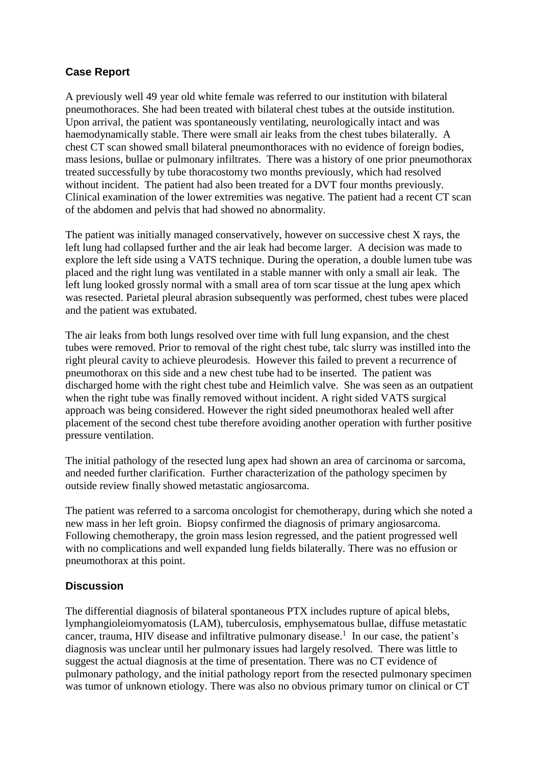## Case Report

A previously well 49 year old white female was referred to our institution with bilateral pneumothoraces. She had been treated with bilateral chest tubes at the outside institution. Upon arrival, the patient was spontaneously ventilating, neurologically intact and was haemodynamically stable. There were small air leaks from the chest tubes bilaterally. A chest CT scan showed small bilateral pneumonthoraces with no evidence of foreign bodies, mass lesions, bullae or pulmonary infiltrates. There was a history of one prior pneumothorax treated successfully by tube thoracostomy two months previously, which had resolved without incident. The patient had also been treated for a DVT four months previously. Clinical examination of the lower extremities was negative. The patient had a recent CT scan of the abdomen and pelvis that had showed no abnormality.

The patient was initially managed conservatively, however on successive chest X rays, the left lung had collapsed further and the air leak had become larger. A decision was made to explore the left side using a VATS technique. During the operation, a double lumen tube was placed and the right lung was ventilated in a stable manner with only a small air leak. The left lung looked grossly normal with a small area of torn scar tissue at the lung apex which was resected. Parietal pleural abrasion subsequently was performed, chest tubes were placed and the patient was extubated.

The air leaks from both lungs resolved over time with full lung expansion, and the chest tubes were removed. Prior to removal of the right chest tube, talc slurry was instilled into the right pleural cavity to achieve pleurodesis. However this failed to prevent a recurrence of pneumothorax on this side and a new chest tube had to be inserted. The patient was discharged home with the right chest tube and Heimlich valve. She was seen as an outpatient when the right tube was finally removed without incident. A right sided VATS surgical approach was being considered. However the right sided pneumothorax healed well after placement of the second chest tube therefore avoiding another operation with further positive pressure ventilation.

The initial pathology of the resected lung apex had shown an area of carcinoma or sarcoma, and needed further clarification. Further characterization of the pathology specimen by outside review finally showed metastatic angiosarcoma.

The patient was referred to a sarcoma oncologist for chemotherapy, during which she noted a new mass in her left groin. Biopsy confirmed the diagnosis of primary angiosarcoma. Following chemotherapy, the groin mass lesion regressed, and the patient progressed well with no complications and well expanded lung fields bilaterally. There was no effusion or pneumothorax at this point.

## Discussion

The differential diagnosis of bilateral spontaneous PTX includes rupture of apical blebs, lymphangioleiomyomatosis (LAM), tuberculosis, emphysematous bullae, diffuse metastatic cancer, trauma, HIV disease and infiltrative pulmonary disease.[1] In our case, the patient's diagnosis was unclear until her pulmonary issues had largely resolved. There was little to suggest the actual diagnosis at the time of presentation. There was no CT evidence of pulmonary pathology, and the initial pathology report from the resected pulmonary specimen was tumor of unknown etiology. There was also no obvious primary tumor on clinical or CT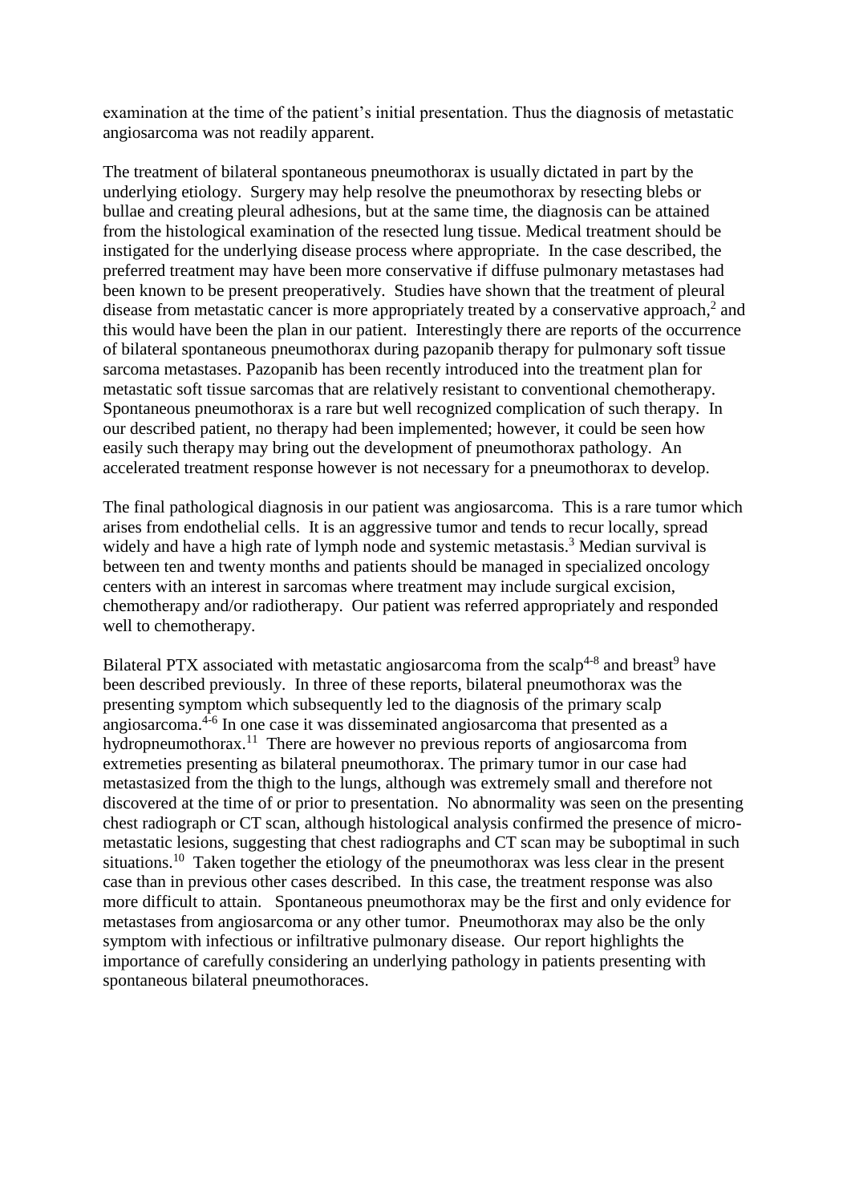examination at the time of the patient's initial presentation. Thus the diagnosis of metastatic angiosarcoma was not readily apparent.

The treatment of bilateral spontaneous pneumothorax is usually dictated in part by the underlying etiology. Surgery may help resolve the pneumothorax by resecting blebs or bullae and creating pleural adhesions, but at the same time, the diagnosis can be attained from the histological examination of the resected lung tissue. Medical treatment should be instigated for the underlying disease process where appropriate. In the case described, the preferred treatment may have been more conservative if diffuse pulmonary metastases had been known to be present preoperatively. Studies have shown that the treatment of pleural disease from metastatic cancer is more appropriately treated by a conservative approach,[2] and this would have been the plan in our patient. Interestingly there are reports of the occurrence of bilateral spontaneous pneumothorax during pazopanib therapy for pulmonary soft tissue sarcoma metastases. Pazopanib has been recently introduced into the treatment plan for metastatic soft tissue sarcomas that are relatively resistant to conventional chemotherapy. Spontaneous pneumothorax is a rare but well recognized complication of such therapy. In our described patient, no therapy had been implemented; however, it could be seen how easily such therapy may bring out the development of pneumothorax pathology. An accelerated treatment response however is not necessary for a pneumothorax to develop.

The final pathological diagnosis in our patient was angiosarcoma. This is a rare tumor which arises from endothelial cells. It is an aggressive tumor and tends to recur locally, spread widely and have a high rate of lymph node and systemic metastasis.[3] Median survival is between ten and twenty months and patients should be managed in specialized oncology centers with an interest in sarcomas where treatment may include surgical excision, chemotherapy and/or radiotherapy. Our patient was referred appropriately and responded well to chemotherapy.

Bilateral PTX associated with metastatic angiosarcoma from the scalp[4-8] and breast[9] have been described previously. In three of these reports, bilateral pneumothorax was the presenting symptom which subsequently led to the diagnosis of the primary scalp angiosarcoma.[4-6] In one case it was disseminated angiosarcoma that presented as a hydropneumothorax.[11] There are however no previous reports of angiosarcoma from extremeties presenting as bilateral pneumothorax. The primary tumor in our case had metastasized from the thigh to the lungs, although was extremely small and therefore not discovered at the time of or prior to presentation. No abnormality was seen on the presenting chest radiograph or CT scan, although histological analysis confirmed the presence of micro-metastatic lesions, suggesting that chest radiographs and CT scan may be suboptimal in such situations.[10] Taken together the etiology of the pneumothorax was less clear in the present case than in previous other cases described. In this case, the treatment response was also more difficult to attain. Spontaneous pneumothorax may be the first and only evidence for metastases from angiosarcoma or any other tumor. Pneumothorax may also be the only symptom with infectious or infiltrative pulmonary disease. Our report highlights the importance of carefully considering an underlying pathology in patients presenting with spontaneous bilateral pneumothoraces.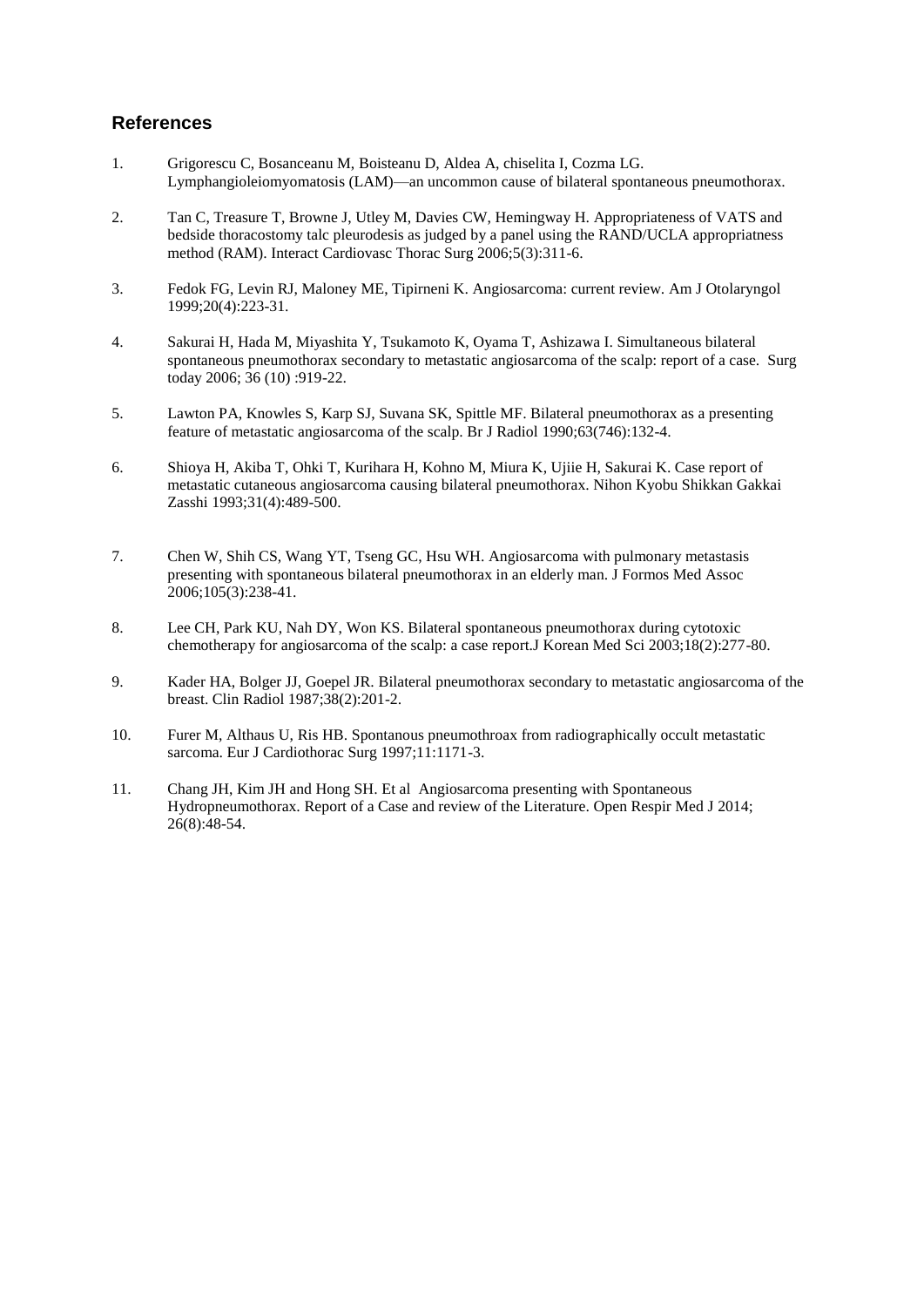## References

1. Grigorescu C, Bosanceanu M, Boisteanu D, Aldea A, chiselita I, Cozma LG. Lymphangioleiomyomatosis (LAM)—an uncommon cause of bilateral spontaneous pneumothorax.

2. Tan C, Treasure T, Browne J, Utley M, Davies CW, Hemingway H. Appropriateness of VATS and bedside thoracostomy talc pleurodesis as judged by a panel using the RAND/UCLA appropriatness method (RAM). Interact Cardiovasc Thorac Surg 2006;5(3):311-6.

3. Fedok FG, Levin RJ, Maloney ME, Tipirneni K. Angiosarcoma: current review. Am J Otolaryngol 1999;20(4):223-31.

4. Sakurai H, Hada M, Miyashita Y, Tsukamoto K, Oyama T, Ashizawa I. Simultaneous bilateral spontaneous pneumothorax secondary to metastatic angiosarcoma of the scalp: report of a case. Surg today 2006; 36 (10) :919-22.

5. Lawton PA, Knowles S, Karp SJ, Suvana SK, Spittle MF. Bilateral pneumothorax as a presenting feature of metastatic angiosarcoma of the scalp. Br J Radiol 1990;63(746):132-4.

6. Shioya H, Akiba T, Ohki T, Kurihara H, Kohno M, Miura K, Ujiie H, Sakurai K. Case report of metastatic cutaneous angiosarcoma causing bilateral pneumothorax. Nihon Kyobu Shikkan Gakkai Zasshi 1993;31(4):489-500.

7. Chen W, Shih CS, Wang YT, Tseng GC, Hsu WH. Angiosarcoma with pulmonary metastasis presenting with spontaneous bilateral pneumothorax in an elderly man. J Formos Med Assoc 2006;105(3):238-41.

8. Lee CH, Park KU, Nah DY, Won KS. Bilateral spontaneous pneumothorax during cytotoxic chemotherapy for angiosarcoma of the scalp: a case report.J Korean Med Sci 2003;18(2):277-80.

9. Kader HA, Bolger JJ, Goepel JR. Bilateral pneumothorax secondary to metastatic angiosarcoma of the breast. Clin Radiol 1987;38(2):201-2.

10. Furer M, Althaus U, Ris HB. Spontanous pneumothroax from radiographically occult metastatic sarcoma. Eur J Cardiothorac Surg 1997;11:1171-3.

11. Chang JH, Kim JH and Hong SH. Et al Angiosarcoma presenting with Spontaneous Hydropneumothorax. Report of a Case and review of the Literature. Open Respir Med J 2014; 26(8):48-54.